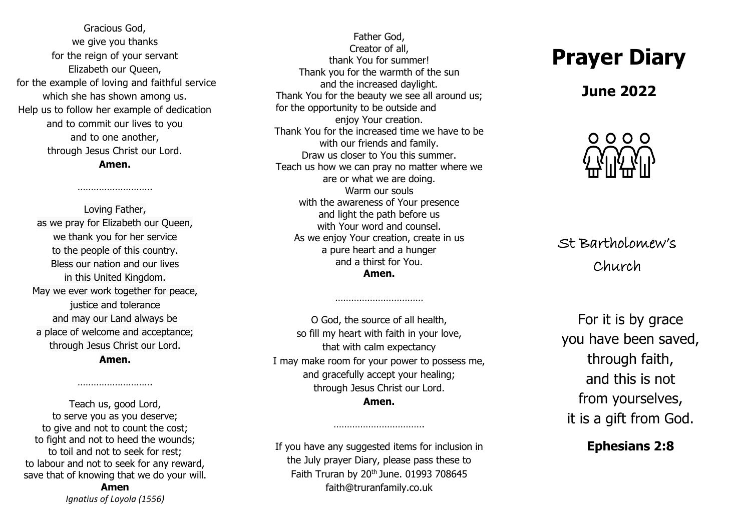Gracious God,
we give you thanks
for the reign of your servant
Elizabeth our Queen,
for the example of loving and faithful service
which she has shown among us.
Help us to follow her example of dedication
and to commit our lives to you
and to one another,
through Jesus Christ our Lord.
**Amen.**

……………………….

Loving Father,
as we pray for Elizabeth our Queen,
we thank you for her service
to the people of this country.
Bless our nation and our lives
in this United Kingdom.
May we ever work together for peace,
justice and tolerance
and may our Land always be
a place of welcome and acceptance;
through Jesus Christ our Lord.
**Amen.**

……………………….

Teach us, good Lord,
to serve you as you deserve;
to give and not to count the cost;
to fight and not to heed the wounds;
to toil and not to seek for rest;
to labour and not to seek for any reward,
save that of knowing that we do your will.
**Amen**
*Ignatius of Loyola (1556)*

Father God,
Creator of all,
thank You for summer!
Thank you for the warmth of the sun
and the increased daylight.
Thank You for the beauty we see all around us;
for the opportunity to be outside and
enjoy Your creation.
Thank You for the increased time we have to be
with our friends and family.
Draw us closer to You this summer.
Teach us how we can pray no matter where we
are or what we are doing.
Warm our souls
with the awareness of Your presence
and light the path before us
with Your word and counsel.
As we enjoy Your creation, create in us
a pure heart and a hunger
and a thirst for You.
**Amen.**

……………………………

O God, the source of all health,
so fill my heart with faith in your love,
that with calm expectancy
I may make room for your power to possess me,
and gracefully accept your healing;
through Jesus Christ our Lord.
**Amen.**

…………………………….

If you have any suggested items for inclusion in
the July prayer Diary, please pass these to
Faith Truran by 20th June. 01993 708645
faith@truranfamily.co.uk

# Prayer Diary

## June 2022

St Bartholomew's
Church

For it is by grace
you have been saved,
through faith,
and this is not
from yourselves,
it is a gift from God.

**Ephesians 2:8**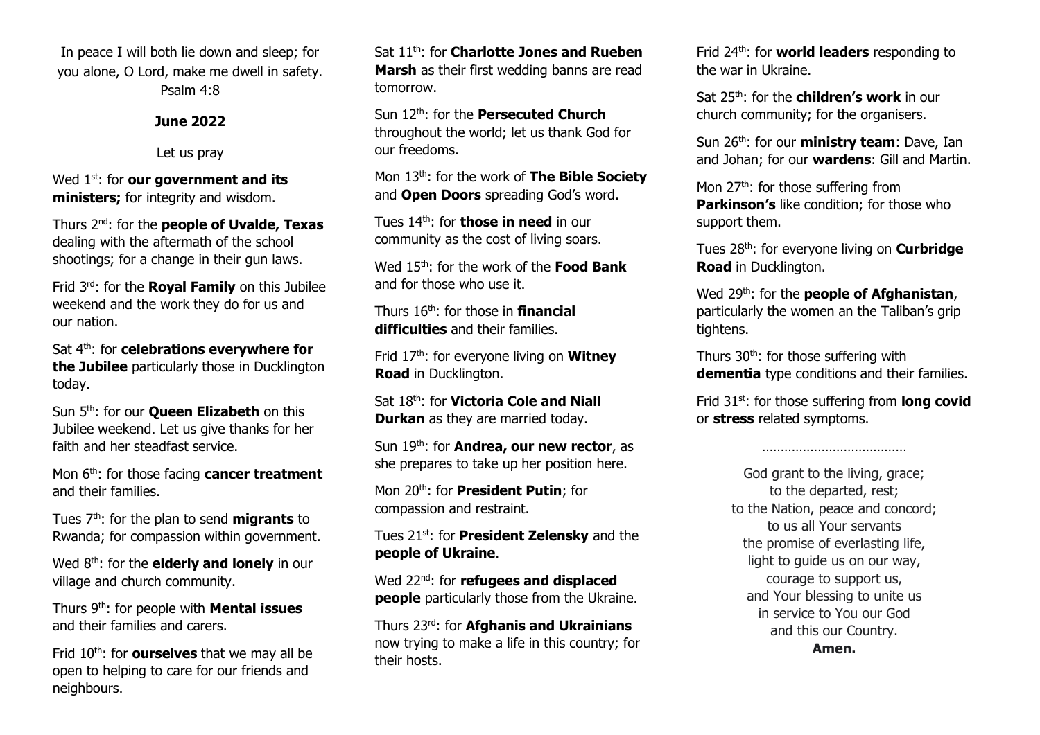In peace I will both lie down and sleep; for you alone, O Lord, make me dwell in safety.
Psalm 4:8

**June 2022**

Let us pray

Wed 1st: for **our government and its ministers;** for integrity and wisdom.

Thurs 2nd: for the **people of Uvalde, Texas** dealing with the aftermath of the school shootings; for a change in their gun laws.

Frid 3rd: for the **Royal Family** on this Jubilee weekend and the work they do for us and our nation.

Sat 4th: for **celebrations everywhere for the Jubilee** particularly those in Ducklington today.

Sun 5th: for our **Queen Elizabeth** on this Jubilee weekend. Let us give thanks for her faith and her steadfast service.

Mon 6th: for those facing **cancer treatment** and their families.

Tues 7th: for the plan to send **migrants** to Rwanda; for compassion within government.

Wed 8th: for the **elderly and lonely** in our village and church community.

Thurs 9th: for people with **Mental issues** and their families and carers.

Frid 10th: for **ourselves** that we may all be open to helping to care for our friends and neighbours.

Sat 11th: for **Charlotte Jones and Rueben Marsh** as their first wedding banns are read tomorrow.

Sun 12th: for the **Persecuted Church** throughout the world; let us thank God for our freedoms.

Mon 13th: for the work of **The Bible Society** and **Open Doors** spreading God's word.

Tues 14th: for **those in need** in our community as the cost of living soars.

Wed 15th: for the work of the **Food Bank** and for those who use it.

Thurs 16th: for those in **financial difficulties** and their families.

Frid 17th: for everyone living on **Witney Road** in Ducklington.

Sat 18th: for **Victoria Cole and Niall Durkan** as they are married today.

Sun 19th: for **Andrea, our new rector**, as she prepares to take up her position here.

Mon 20th: for **President Putin**; for compassion and restraint.

Tues 21st: for **President Zelensky** and the **people of Ukraine**.

Wed 22nd: for **refugees and displaced people** particularly those from the Ukraine.

Thurs 23rd: for **Afghanis and Ukrainians** now trying to make a life in this country; for their hosts.

Frid 24th: for **world leaders** responding to the war in Ukraine.

Sat 25th: for the **children's work** in our church community; for the organisers.

Sun 26th: for our **ministry team**: Dave, Ian and Johan; for our **wardens**: Gill and Martin.

Mon 27th: for those suffering from **Parkinson's** like condition; for those who support them.

Tues 28th: for everyone living on **Curbridge Road** in Ducklington.

Wed 29th: for the **people of Afghanistan**, particularly the women an the Taliban's grip tightens.

Thurs 30th: for those suffering with **dementia** type conditions and their families.

Frid 31st: for those suffering from **long covid** or **stress** related symptoms.

……………………………….

God grant to the living, grace;
to the departed, rest;
to the Nation, peace and concord;
to us all Your servants
the promise of everlasting life,
light to guide us on our way,
courage to support us,
and Your blessing to unite us
in service to You our God
and this our Country.
**Amen.**